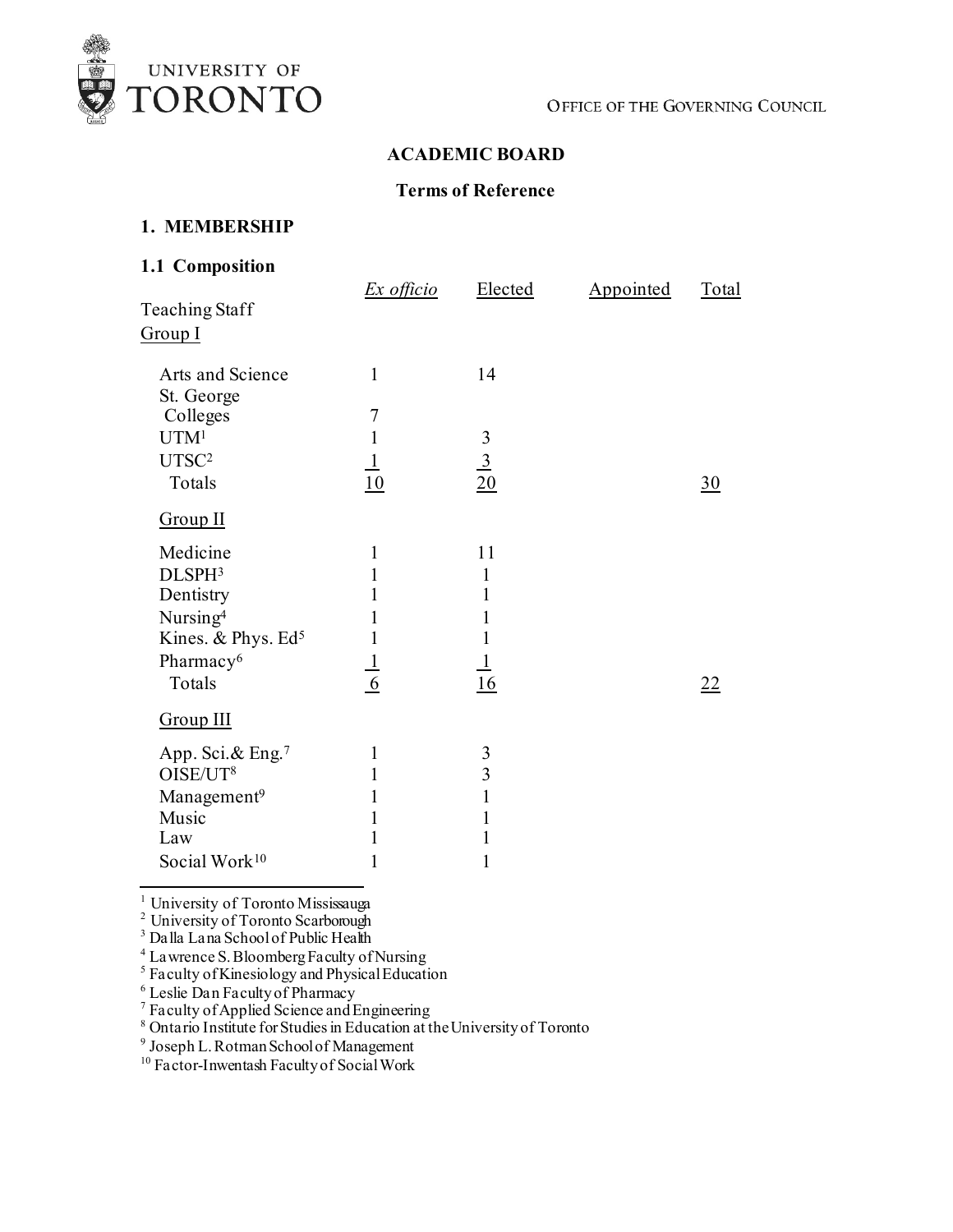## ACADEMIC BOARD

### Terms of Reference

### 1. MEMBERSHIP

#### 1.1 Composition

| | *Ex officio* | Elected | Appointed | Total |
|---|---|---|---|---|
| Teaching Staff | | | | |
| Group I | | | | |
| Arts and Science | 1 | 14 | | |
| St. George Colleges | 7 | | | |
| UTM[1] | 1 | 3 | | |
| UTSC[2] | 1 | 3 | | |
| Totals | 10 | 20 | | 30 |
| Group II | | | | |
| Medicine | 1 | 11 | | |
| DLSPH[3] | 1 | 1 | | |
| Dentistry | 1 | 1 | | |
| Nursing[4] | 1 | 1 | | |
| Kines. & Phys. Ed[5] | 1 | 1 | | |
| Pharmacy[6] | 1 | 1 | | |
| Totals | 6 | 16 | | 22 |
| Group III | | | | |
| App. Sci.& Eng.[7] | 1 | 3 | | |
| OISE/UT[8] | 1 | 3 | | |
| Management[9] | 1 | 1 | | |
| Music | 1 | 1 | | |
| Law | 1 | 1 | | |
| Social Work[10] | 1 | 1 | | |

---

[1] University of Toronto Mississauga
[2] University of Toronto Scarborough
[3] Dalla Lana School of Public Health
[4] Lawrence S. Bloomberg Faculty of Nursing
[5] Faculty of Kinesiology and Physical Education
[6] Leslie Dan Faculty of Pharmacy
[7] Faculty of Applied Science and Engineering
[8] Ontario Institute for Studies in Education at the University of Toronto
[9] Joseph L. Rotman School of Management
[10] Factor-Inwentash Faculty of Social Work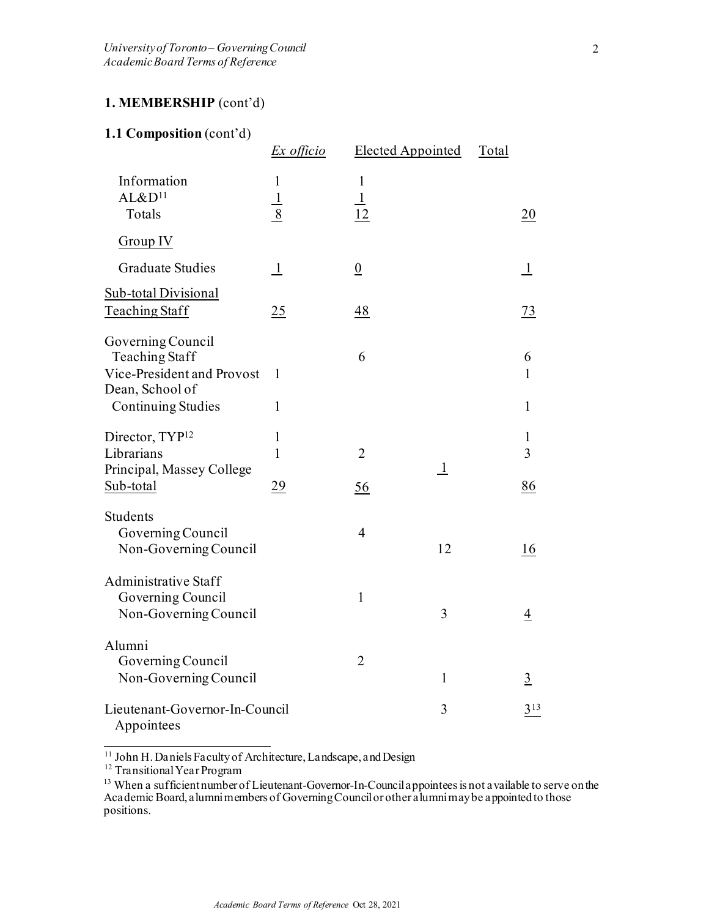## 1. MEMBERSHIP (cont'd)

### 1.1 Composition (cont'd)

| | *Ex officio* | Elected | Appointed | Total |
|---|---|---|---|---|
| Information | 1 | 1 | | |
| AL&D[11] | 1 | 1 | | |
| Totals | 8 | 12 | | 20 |
| Group IV | | | | |
| Graduate Studies | 1 | 0 | | 1 |
| Sub-total Divisional Teaching Staff | 25 | 48 | | 73 |
| Governing Council Teaching Staff | | 6 | | 6 |
| Vice-President and Provost | 1 | | | 1 |
| Dean, School of Continuing Studies | 1 | | | 1 |
| Director, TYP[12] | 1 | | | 1 |
| Librarians | 1 | 2 | | 3 |
| Principal, Massey College | | | 1 | |
| Sub-total | 29 | 56 | | 86 |
| Students | | | | |
| Governing Council | | 4 | | |
| Non-Governing Council | | | 12 | 16 |
| Administrative Staff | | | | |
| Governing Council | | 1 | | |
| Non-Governing Council | | | 3 | 4 |
| Alumni | | | | |
| Governing Council | | 2 | | |
| Non-Governing Council | | | 1 | 3 |
| Lieutenant-Governor-In-Council Appointees | | | 3 | 3[13] |

[11] John H. Daniels Faculty of Architecture, Landscape, and Design

[12] Transitional Year Program

[13] When a sufficient number of Lieutenant-Governor-In-Council appointees is not available to serve on the Academic Board, alumni members of Governing Council or other alumni may be appointed to those positions.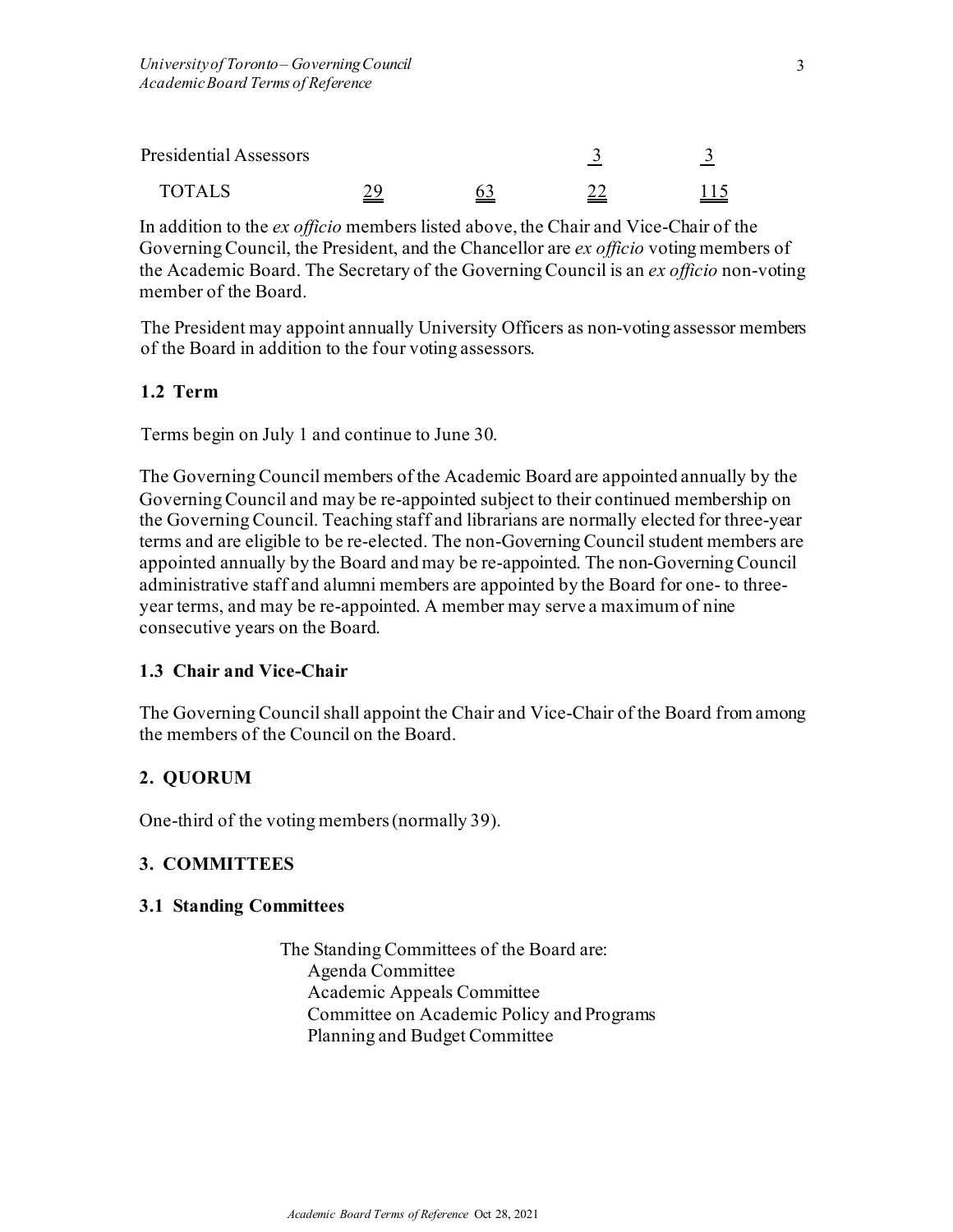| | | | | |
|---|---|---|---|---|
| Presidential Assessors | | | 3 | 3 |
| TOTALS | 29 | 63 | 22 | 115 |

In addition to the *ex officio* members listed above, the Chair and Vice-Chair of the Governing Council, the President, and the Chancellor are *ex officio* voting members of the Academic Board. The Secretary of the Governing Council is an *ex officio* non-voting member of the Board.

The President may appoint annually University Officers as non-voting assessor members of the Board in addition to the four voting assessors.

### 1.2 Term

Terms begin on July 1 and continue to June 30.

The Governing Council members of the Academic Board are appointed annually by the Governing Council and may be re-appointed subject to their continued membership on the Governing Council. Teaching staff and librarians are normally elected for three-year terms and are eligible to be re-elected. The non-Governing Council student members are appointed annually by the Board and may be re-appointed. The non-Governing Council administrative staff and alumni members are appointed by the Board for one- to three-year terms, and may be re-appointed. A member may serve a maximum of nine consecutive years on the Board.

### 1.3 Chair and Vice-Chair

The Governing Council shall appoint the Chair and Vice-Chair of the Board from among the members of the Council on the Board.

## 2. QUORUM

One-third of the voting members (normally 39).

## 3. COMMITTEES

### 3.1 Standing Committees

The Standing Committees of the Board are:

- Agenda Committee
- Academic Appeals Committee
- Committee on Academic Policy and Programs
- Planning and Budget Committee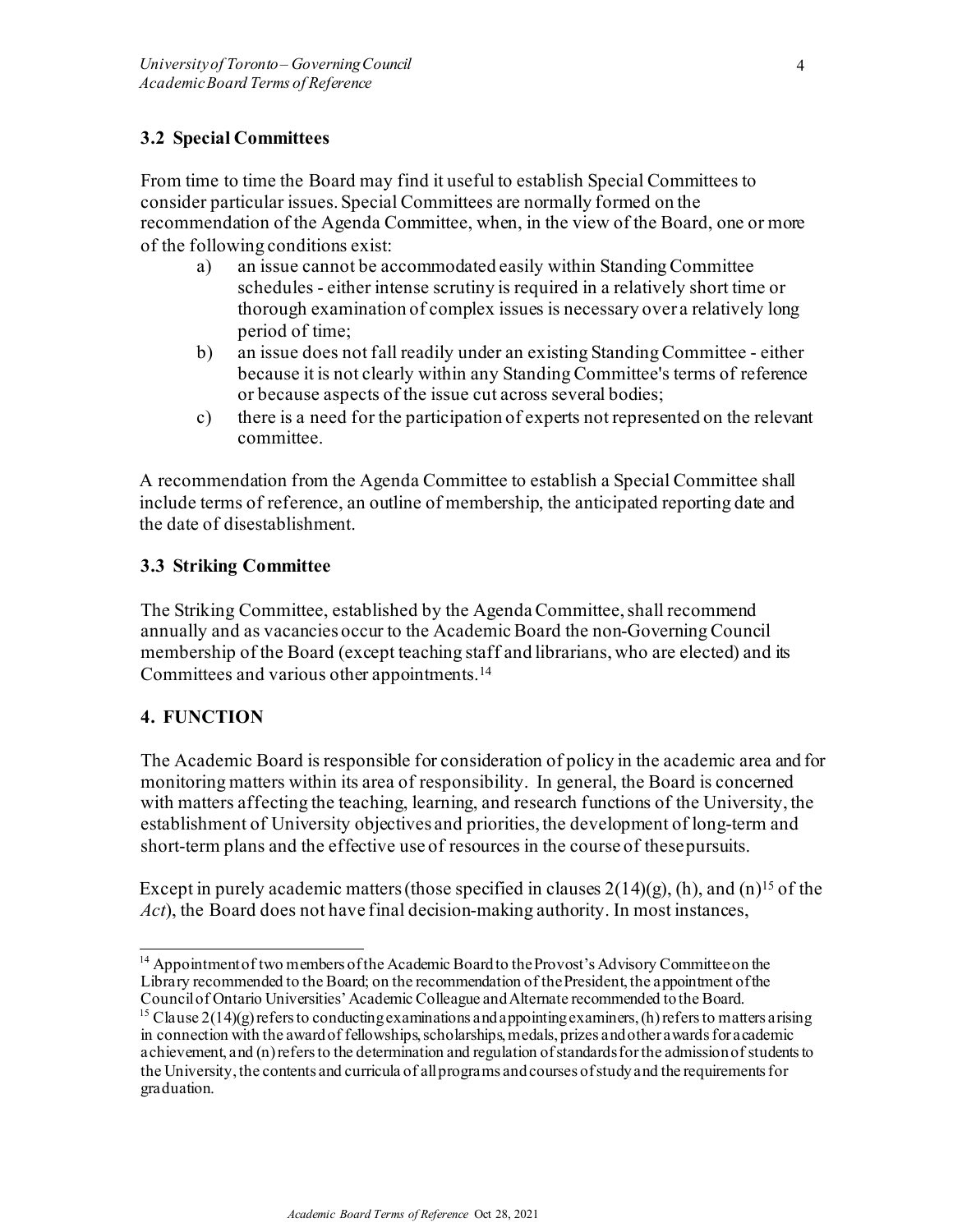### 3.2 Special Committees

From time to time the Board may find it useful to establish Special Committees to consider particular issues. Special Committees are normally formed on the recommendation of the Agenda Committee, when, in the view of the Board, one or more of the following conditions exist:

a) an issue cannot be accommodated easily within Standing Committee schedules - either intense scrutiny is required in a relatively short time or thorough examination of complex issues is necessary over a relatively long period of time;

b) an issue does not fall readily under an existing Standing Committee - either because it is not clearly within any Standing Committee's terms of reference or because aspects of the issue cut across several bodies;

c) there is a need for the participation of experts not represented on the relevant committee.

A recommendation from the Agenda Committee to establish a Special Committee shall include terms of reference, an outline of membership, the anticipated reporting date and the date of disestablishment.

### 3.3 Striking Committee

The Striking Committee, established by the Agenda Committee, shall recommend annually and as vacancies occur to the Academic Board the non-Governing Council membership of the Board (except teaching staff and librarians, who are elected) and its Committees and various other appointments.[14]

## 4. FUNCTION

The Academic Board is responsible for consideration of policy in the academic area and for monitoring matters within its area of responsibility. In general, the Board is concerned with matters affecting the teaching, learning, and research functions of the University, the establishment of University objectives and priorities, the development of long-term and short-term plans and the effective use of resources in the course of these pursuits.

Except in purely academic matters (those specified in clauses 2(14)(g), (h), and (n)[15] of the *Act*), the Board does not have final decision-making authority. In most instances,

---

[14] Appointment of two members of the Academic Board to the Provost's Advisory Committee on the Library recommended to the Board; on the recommendation of the President, the appointment of the Council of Ontario Universities' Academic Colleague and Alternate recommended to the Board.

[15] Clause 2(14)(g) refers to conducting examinations and appointing examiners, (h) refers to matters arising in connection with the award of fellowships, scholarships, medals, prizes and other awards for academic achievement, and (n) refers to the determination and regulation of standards for the admission of students to the University, the contents and curricula of all programs and courses of study and the requirements for graduation.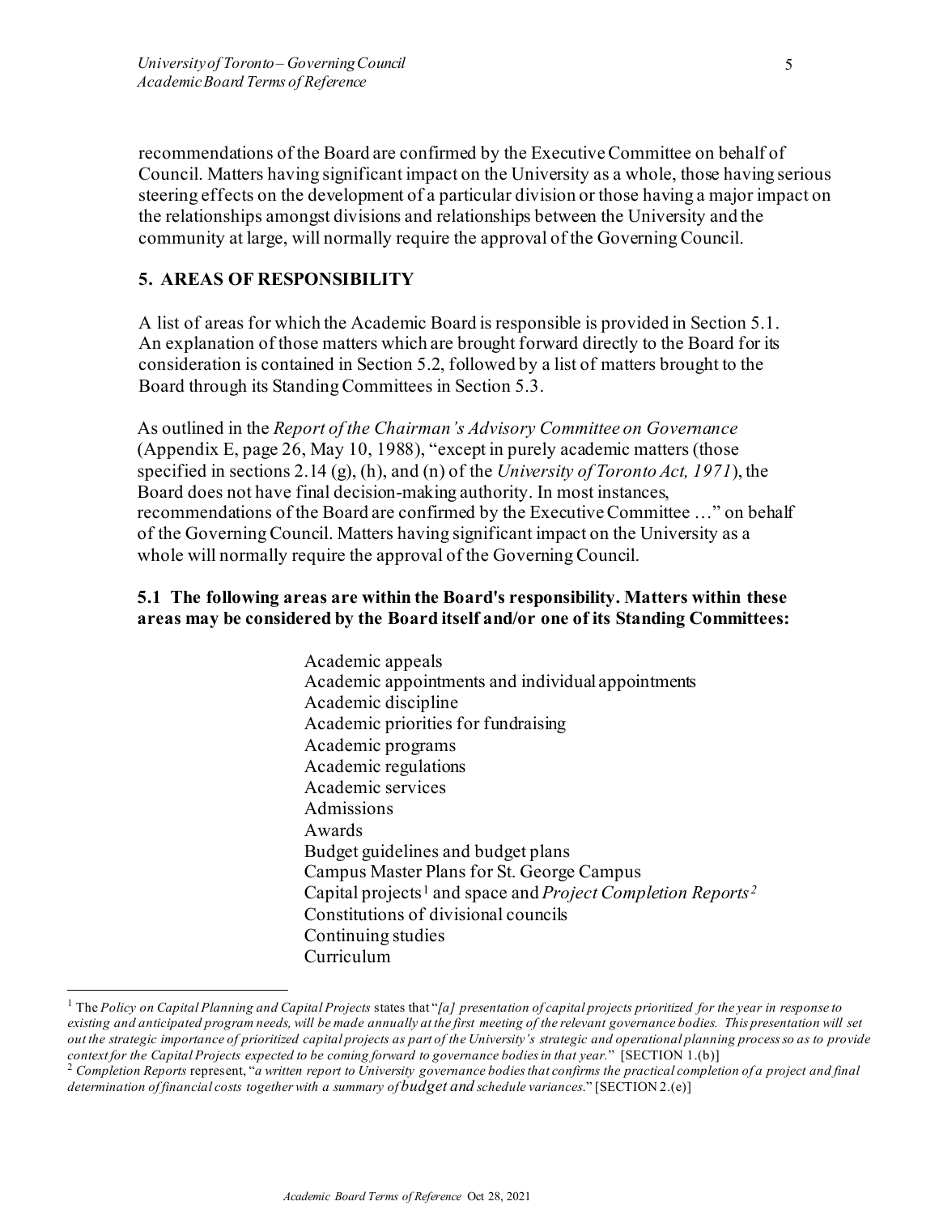recommendations of the Board are confirmed by the Executive Committee on behalf of Council. Matters having significant impact on the University as a whole, those having serious steering effects on the development of a particular division or those having a major impact on the relationships amongst divisions and relationships between the University and the community at large, will normally require the approval of the Governing Council.

## 5. AREAS OF RESPONSIBILITY

A list of areas for which the Academic Board is responsible is provided in Section 5.1. An explanation of those matters which are brought forward directly to the Board for its consideration is contained in Section 5.2, followed by a list of matters brought to the Board through its Standing Committees in Section 5.3.

As outlined in the *Report of the Chairman's Advisory Committee on Governance* (Appendix E, page 26, May 10, 1988), "except in purely academic matters (those specified in sections 2.14 (g), (h), and (n) of the *University of Toronto Act, 1971*), the Board does not have final decision-making authority. In most instances, recommendations of the Board are confirmed by the Executive Committee …" on behalf of the Governing Council. Matters having significant impact on the University as a whole will normally require the approval of the Governing Council.

### 5.1 The following areas are within the Board's responsibility. Matters within these areas may be considered by the Board itself and/or one of its Standing Committees:

- Academic appeals
- Academic appointments and individual appointments
- Academic discipline
- Academic priorities for fundraising
- Academic programs
- Academic regulations
- Academic services
- Admissions
- Awards
- Budget guidelines and budget plans
- Campus Master Plans for St. George Campus
- Capital projects[1] and space and *Project Completion Reports*[2]
- Constitutions of divisional councils
- Continuing studies
- Curriculum

---

[1] The *Policy on Capital Planning and Capital Projects* states that "*[a] presentation of capital projects prioritized for the year in response to existing and anticipated program needs, will be made annually at the first meeting of the relevant governance bodies. This presentation will set out the strategic importance of prioritized capital projects as part of the University's strategic and operational planning process so as to provide context for the Capital Projects expected to be coming forward to governance bodies in that year.*" [SECTION 1.(b)]

[2] *Completion Reports* represent, "*a written report to University governance bodies that confirms the practical completion of a project and final determination of financial costs together with a summary of budget and schedule variances.*" [SECTION 2.(e)]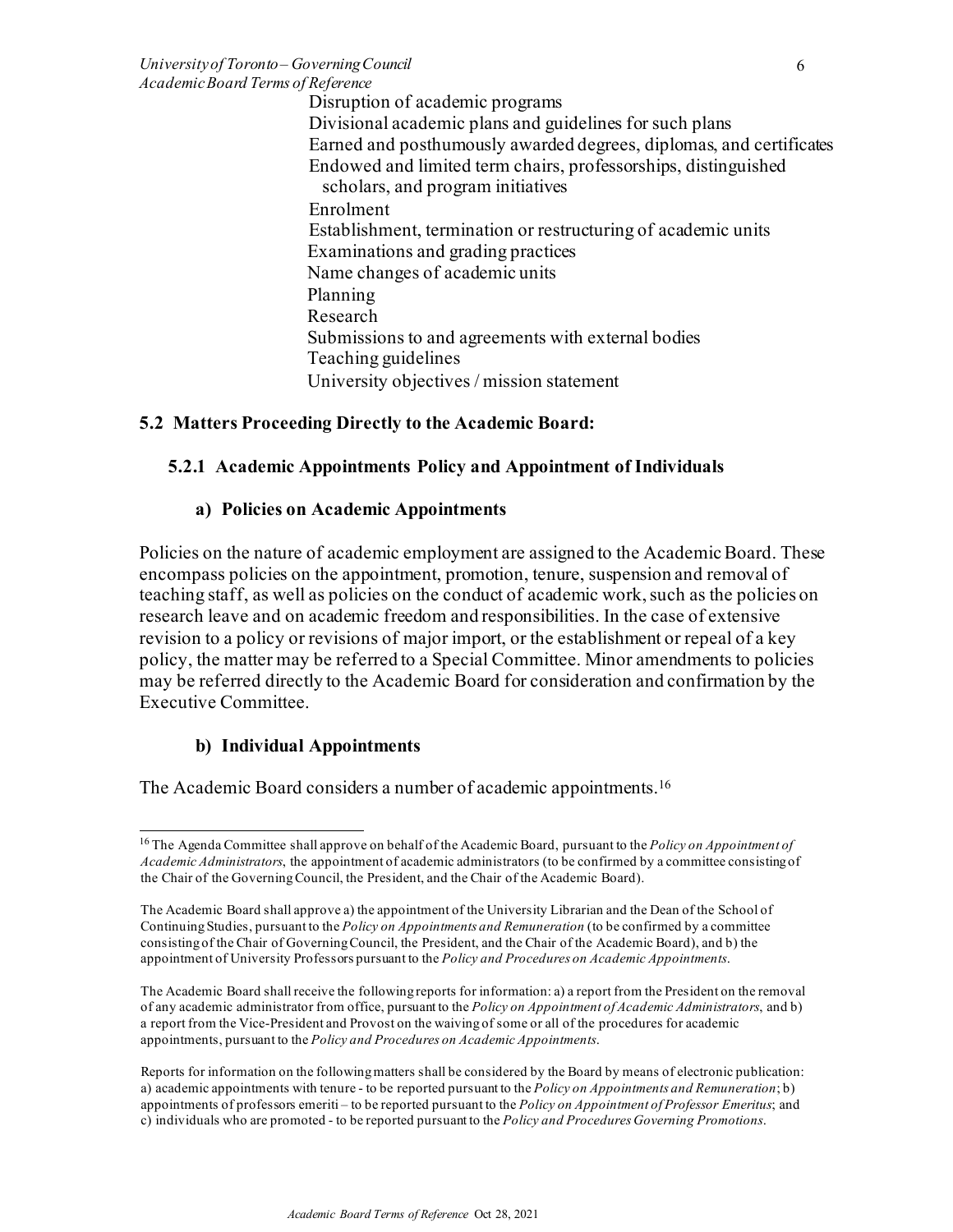Disruption of academic programs
Divisional academic plans and guidelines for such plans
Earned and posthumously awarded degrees, diplomas, and certificates
Endowed and limited term chairs, professorships, distinguished scholars, and program initiatives
Enrolment
Establishment, termination or restructuring of academic units
Examinations and grading practices
Name changes of academic units
Planning
Research
Submissions to and agreements with external bodies
Teaching guidelines
University objectives / mission statement

### 5.2 Matters Proceeding Directly to the Academic Board:

#### 5.2.1 Academic Appointments Policy and Appointment of Individuals

##### a) Policies on Academic Appointments

Policies on the nature of academic employment are assigned to the Academic Board. These encompass policies on the appointment, promotion, tenure, suspension and removal of teaching staff, as well as policies on the conduct of academic work, such as the policies on research leave and on academic freedom and responsibilities. In the case of extensive revision to a policy or revisions of major import, or the establishment or repeal of a key policy, the matter may be referred to a Special Committee. Minor amendments to policies may be referred directly to the Academic Board for consideration and confirmation by the Executive Committee.

##### b) Individual Appointments

The Academic Board considers a number of academic appointments.[16]

---

[16] The Agenda Committee shall approve on behalf of the Academic Board, pursuant to the *Policy on Appointment of Academic Administrators*, the appointment of academic administrators (to be confirmed by a committee consisting of the Chair of the Governing Council, the President, and the Chair of the Academic Board).

The Academic Board shall approve a) the appointment of the University Librarian and the Dean of the School of Continuing Studies, pursuant to the *Policy on Appointments and Remuneration* (to be confirmed by a committee consisting of the Chair of Governing Council, the President, and the Chair of the Academic Board), and b) the appointment of University Professors pursuant to the *Policy and Procedures on Academic Appointments*.

The Academic Board shall receive the following reports for information: a) a report from the President on the removal of any academic administrator from office, pursuant to the *Policy on Appointment of Academic Administrators*, and b) a report from the Vice-President and Provost on the waiving of some or all of the procedures for academic appointments, pursuant to the *Policy and Procedures on Academic Appointments*.

Reports for information on the following matters shall be considered by the Board by means of electronic publication: a) academic appointments with tenure - to be reported pursuant to the *Policy on Appointments and Remuneration*; b) appointments of professors emeriti – to be reported pursuant to the *Policy on Appointment of Professor Emeritus*; and c) individuals who are promoted - to be reported pursuant to the *Policy and Procedures Governing Promotions*.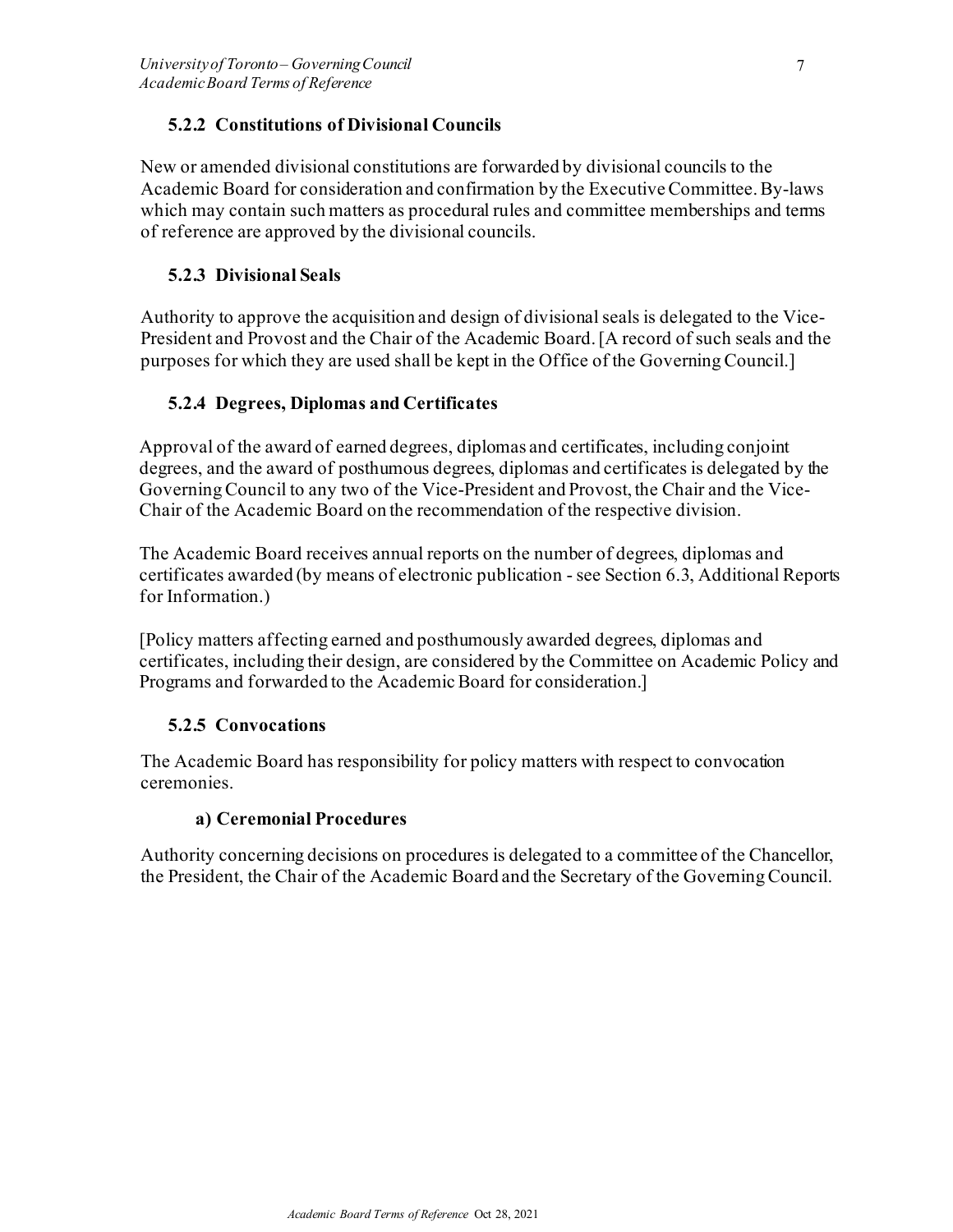### 5.2.2 Constitutions of Divisional Councils

New or amended divisional constitutions are forwarded by divisional councils to the Academic Board for consideration and confirmation by the Executive Committee. By-laws which may contain such matters as procedural rules and committee memberships and terms of reference are approved by the divisional councils.

### 5.2.3 Divisional Seals

Authority to approve the acquisition and design of divisional seals is delegated to the Vice-President and Provost and the Chair of the Academic Board. [A record of such seals and the purposes for which they are used shall be kept in the Office of the Governing Council.]

### 5.2.4 Degrees, Diplomas and Certificates

Approval of the award of earned degrees, diplomas and certificates, including conjoint degrees, and the award of posthumous degrees, diplomas and certificates is delegated by the Governing Council to any two of the Vice-President and Provost, the Chair and the Vice-Chair of the Academic Board on the recommendation of the respective division.

The Academic Board receives annual reports on the number of degrees, diplomas and certificates awarded (by means of electronic publication - see Section 6.3, Additional Reports for Information.)

[Policy matters affecting earned and posthumously awarded degrees, diplomas and certificates, including their design, are considered by the Committee on Academic Policy and Programs and forwarded to the Academic Board for consideration.]

### 5.2.5 Convocations

The Academic Board has responsibility for policy matters with respect to convocation ceremonies.

#### a) Ceremonial Procedures

Authority concerning decisions on procedures is delegated to a committee of the Chancellor, the President, the Chair of the Academic Board and the Secretary of the Governing Council.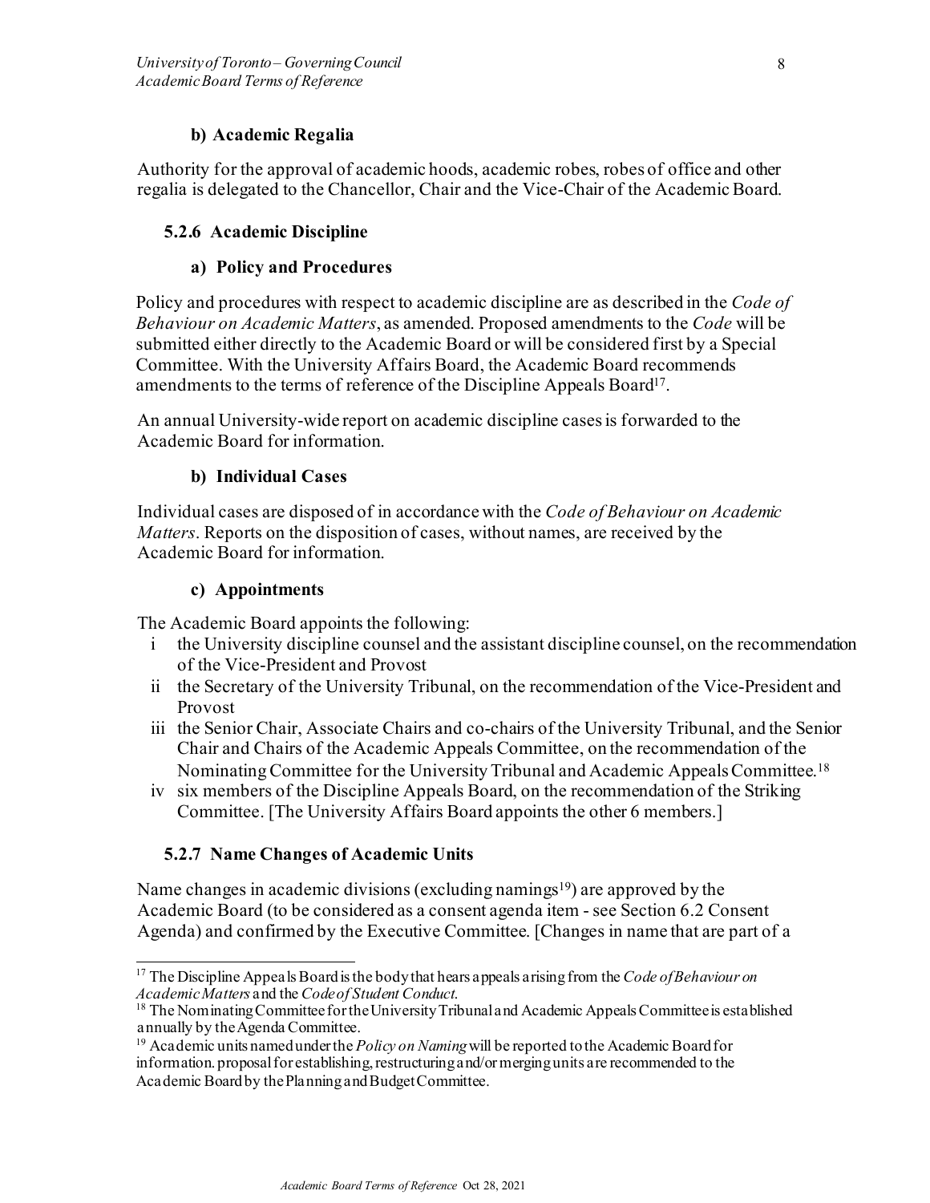#### b) Academic Regalia

Authority for the approval of academic hoods, academic robes, robes of office and other regalia is delegated to the Chancellor, Chair and the Vice-Chair of the Academic Board.

### 5.2.6 Academic Discipline

#### a) Policy and Procedures

Policy and procedures with respect to academic discipline are as described in the *Code of Behaviour on Academic Matters*, as amended. Proposed amendments to the *Code* will be submitted either directly to the Academic Board or will be considered first by a Special Committee. With the University Affairs Board, the Academic Board recommends amendments to the terms of reference of the Discipline Appeals Board[17].

An annual University-wide report on academic discipline cases is forwarded to the Academic Board for information.

#### b) Individual Cases

Individual cases are disposed of in accordance with the *Code of Behaviour on Academic Matters*. Reports on the disposition of cases, without names, are received by the Academic Board for information.

#### c) Appointments

The Academic Board appoints the following:

- i the University discipline counsel and the assistant discipline counsel, on the recommendation of the Vice-President and Provost
- ii the Secretary of the University Tribunal, on the recommendation of the Vice-President and Provost
- iii the Senior Chair, Associate Chairs and co-chairs of the University Tribunal, and the Senior Chair and Chairs of the Academic Appeals Committee, on the recommendation of the Nominating Committee for the University Tribunal and Academic Appeals Committee.[18]
- iv six members of the Discipline Appeals Board, on the recommendation of the Striking Committee. [The University Affairs Board appoints the other 6 members.]

### 5.2.7 Name Changes of Academic Units

Name changes in academic divisions (excluding namings[19]) are approved by the Academic Board (to be considered as a consent agenda item - see Section 6.2 Consent Agenda) and confirmed by the Executive Committee. [Changes in name that are part of a

---

[17] The Discipline Appeals Board is the body that hears appeals arising from the *Code of Behaviour on Academic Matters* and the *Code of Student Conduct*.

[18] The Nominating Committee for the University Tribunal and Academic Appeals Committee is established annually by the Agenda Committee.

[19] Academic units named under the *Policy on Naming* will be reported to the Academic Board for information. proposal for establishing, restructuring and/or merging units are recommended to the Academic Board by the Planning and Budget Committee.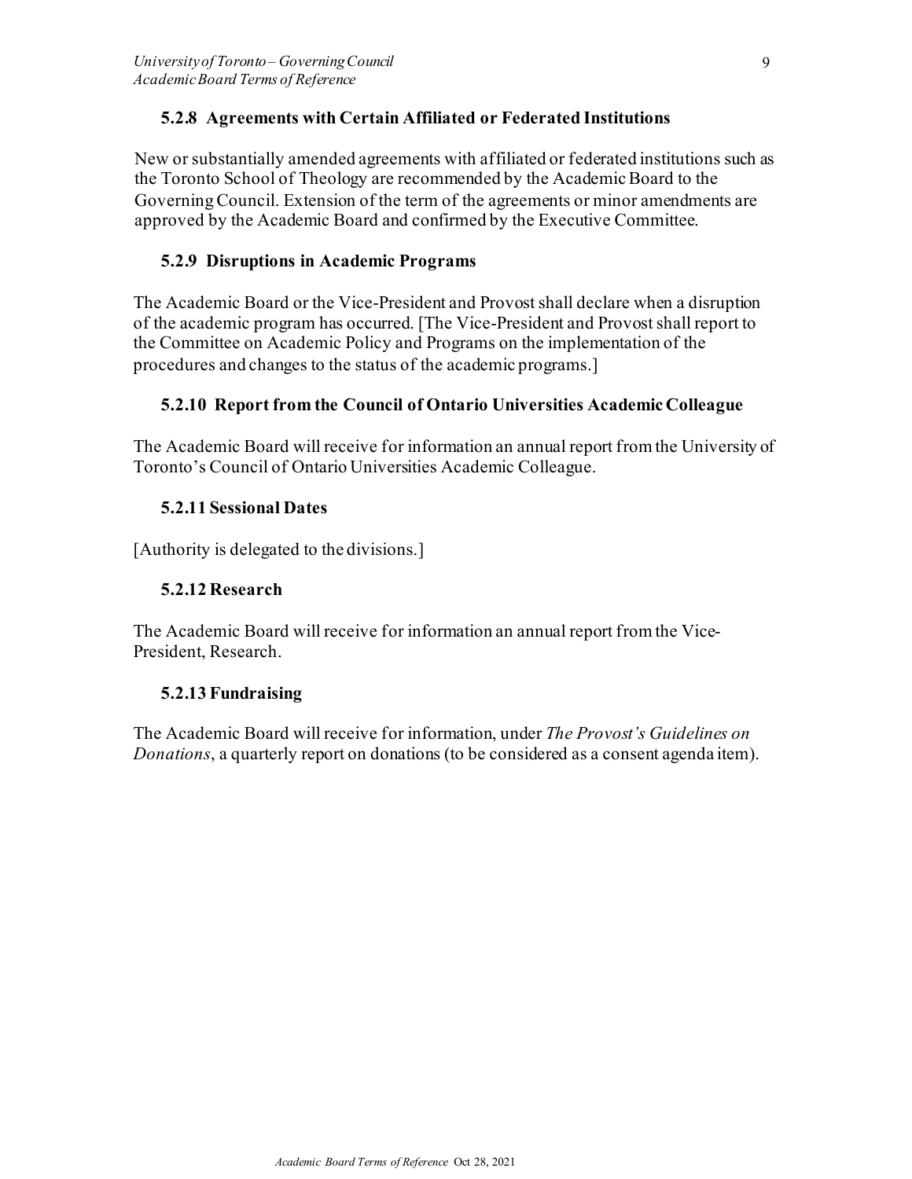### 5.2.8 Agreements with Certain Affiliated or Federated Institutions

New or substantially amended agreements with affiliated or federated institutions such as the Toronto School of Theology are recommended by the Academic Board to the Governing Council. Extension of the term of the agreements or minor amendments are approved by the Academic Board and confirmed by the Executive Committee.

### 5.2.9 Disruptions in Academic Programs

The Academic Board or the Vice-President and Provost shall declare when a disruption of the academic program has occurred. [The Vice-President and Provost shall report to the Committee on Academic Policy and Programs on the implementation of the procedures and changes to the status of the academic programs.]

### 5.2.10 Report from the Council of Ontario Universities Academic Colleague

The Academic Board will receive for information an annual report from the University of Toronto's Council of Ontario Universities Academic Colleague.

### 5.2.11 Sessional Dates

[Authority is delegated to the divisions.]

### 5.2.12 Research

The Academic Board will receive for information an annual report from the Vice-President, Research.

### 5.2.13 Fundraising

The Academic Board will receive for information, under *The Provost's Guidelines on Donations*, a quarterly report on donations (to be considered as a consent agenda item).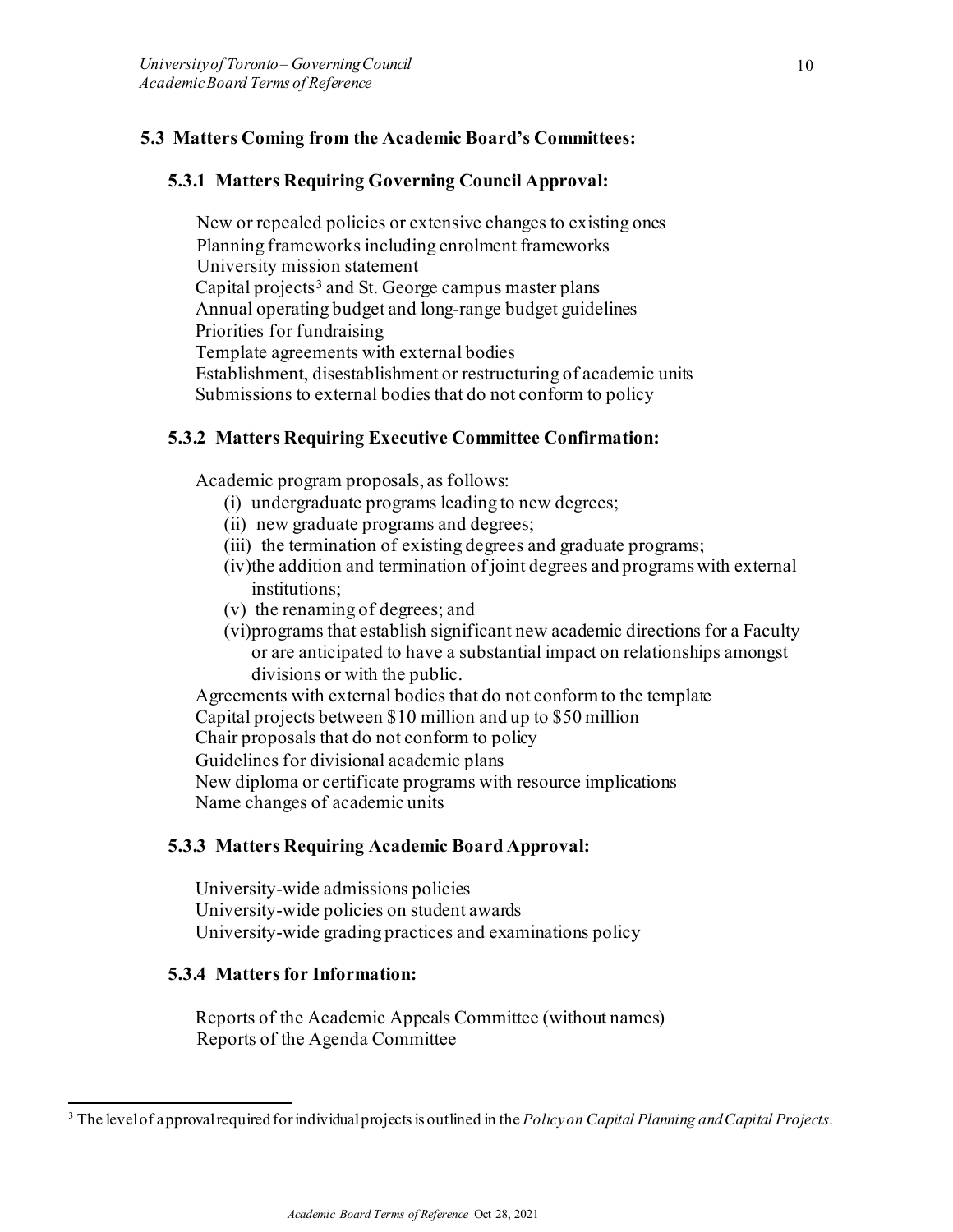## 5.3 Matters Coming from the Academic Board's Committees:

### 5.3.1 Matters Requiring Governing Council Approval:

New or repealed policies or extensive changes to existing ones
Planning frameworks including enrolment frameworks
University mission statement
Capital projects[3] and St. George campus master plans
Annual operating budget and long-range budget guidelines
Priorities for fundraising
Template agreements with external bodies
Establishment, disestablishment or restructuring of academic units
Submissions to external bodies that do not conform to policy

### 5.3.2 Matters Requiring Executive Committee Confirmation:

Academic program proposals, as follows:

- (i) undergraduate programs leading to new degrees;
- (ii) new graduate programs and degrees;
- (iii) the termination of existing degrees and graduate programs;
- (iv) the addition and termination of joint degrees and programs with external institutions;
- (v) the renaming of degrees; and
- (vi) programs that establish significant new academic directions for a Faculty or are anticipated to have a substantial impact on relationships amongst divisions or with the public.

Agreements with external bodies that do not conform to the template
Capital projects between \$10 million and up to \$50 million
Chair proposals that do not conform to policy
Guidelines for divisional academic plans
New diploma or certificate programs with resource implications
Name changes of academic units

### 5.3.3 Matters Requiring Academic Board Approval:

University-wide admissions policies
University-wide policies on student awards
University-wide grading practices and examinations policy

### 5.3.4 Matters for Information:

Reports of the Academic Appeals Committee (without names)
Reports of the Agenda Committee

---

[3] The level of approval required for individual projects is outlined in the *Policy on Capital Planning and Capital Projects*.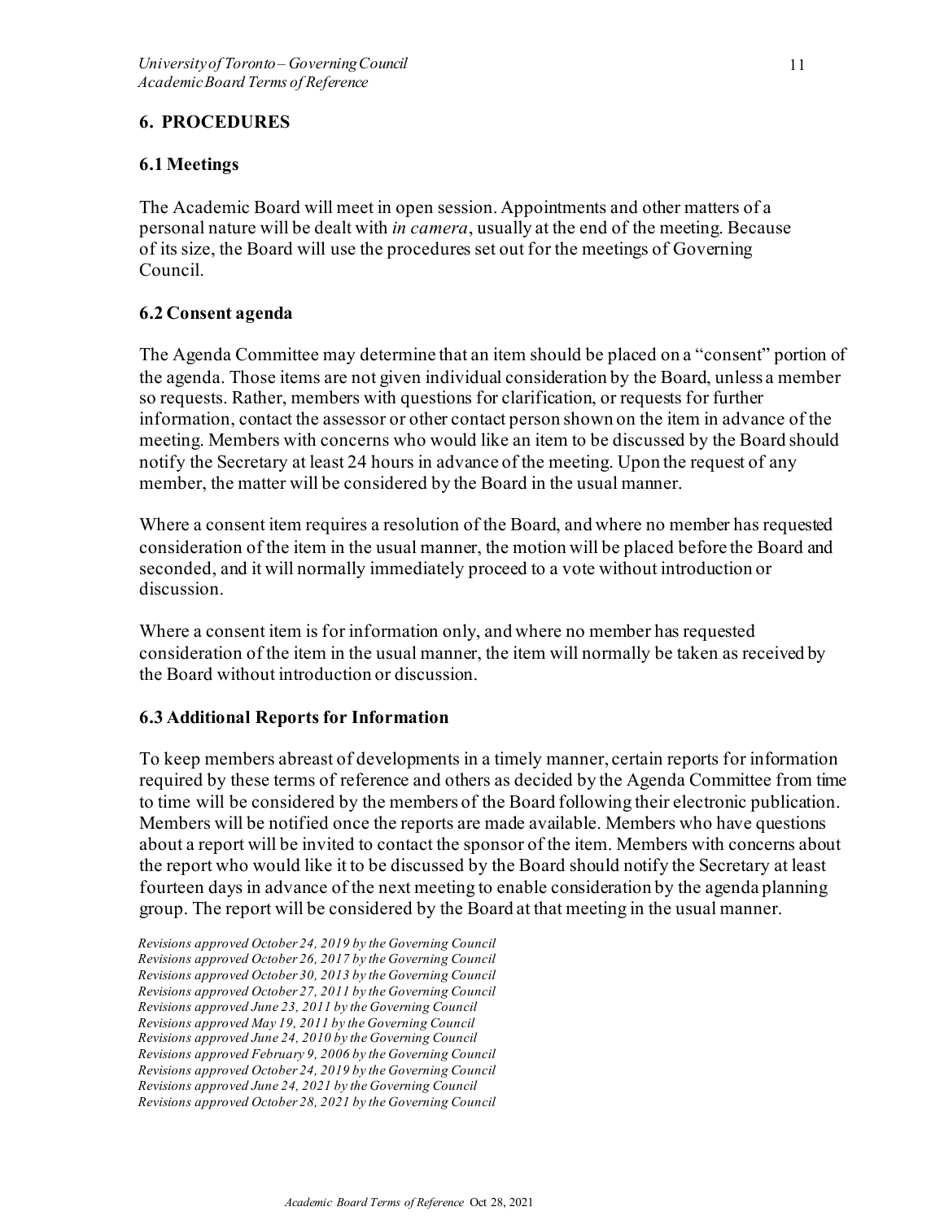## 6. PROCEDURES

### 6.1 Meetings

The Academic Board will meet in open session. Appointments and other matters of a personal nature will be dealt with *in camera*, usually at the end of the meeting. Because of its size, the Board will use the procedures set out for the meetings of Governing Council.

### 6.2 Consent agenda

The Agenda Committee may determine that an item should be placed on a "consent" portion of the agenda. Those items are not given individual consideration by the Board, unless a member so requests. Rather, members with questions for clarification, or requests for further information, contact the assessor or other contact person shown on the item in advance of the meeting. Members with concerns who would like an item to be discussed by the Board should notify the Secretary at least 24 hours in advance of the meeting. Upon the request of any member, the matter will be considered by the Board in the usual manner.

Where a consent item requires a resolution of the Board, and where no member has requested consideration of the item in the usual manner, the motion will be placed before the Board and seconded, and it will normally immediately proceed to a vote without introduction or discussion.

Where a consent item is for information only, and where no member has requested consideration of the item in the usual manner, the item will normally be taken as received by the Board without introduction or discussion.

### 6.3 Additional Reports for Information

To keep members abreast of developments in a timely manner, certain reports for information required by these terms of reference and others as decided by the Agenda Committee from time to time will be considered by the members of the Board following their electronic publication. Members will be notified once the reports are made available. Members who have questions about a report will be invited to contact the sponsor of the item. Members with concerns about the report who would like it to be discussed by the Board should notify the Secretary at least fourteen days in advance of the next meeting to enable consideration by the agenda planning group. The report will be considered by the Board at that meeting in the usual manner.

*Revisions approved October 24, 2019 by the Governing Council*
*Revisions approved October 26, 2017 by the Governing Council*
*Revisions approved October 30, 2013 by the Governing Council*
*Revisions approved October 27, 2011 by the Governing Council*
*Revisions approved June 23, 2011 by the Governing Council*
*Revisions approved May 19, 2011 by the Governing Council*
*Revisions approved June 24, 2010 by the Governing Council*
*Revisions approved February 9, 2006 by the Governing Council*
*Revisions approved October 24, 2019 by the Governing Council*
*Revisions approved June 24, 2021 by the Governing Council*
*Revisions approved October 28, 2021 by the Governing Council*